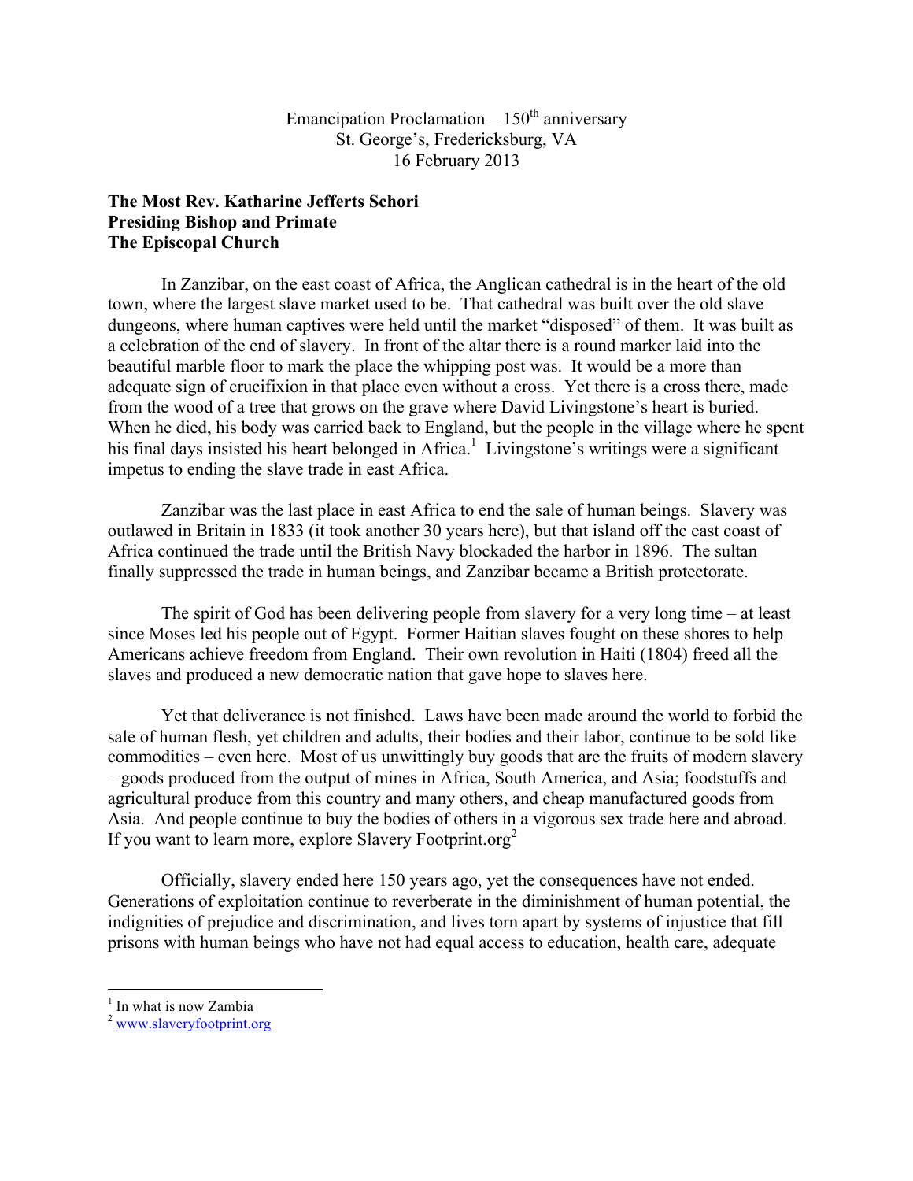Emancipation Proclamation – 150th anniversary
St. George's, Fredericksburg, VA
16 February 2013

**The Most Rev. Katharine Jefferts Schori**
**Presiding Bishop and Primate**
**The Episcopal Church**

In Zanzibar, on the east coast of Africa, the Anglican cathedral is in the heart of the old town, where the largest slave market used to be. That cathedral was built over the old slave dungeons, where human captives were held until the market "disposed" of them. It was built as a celebration of the end of slavery. In front of the altar there is a round marker laid into the beautiful marble floor to mark the place the whipping post was. It would be a more than adequate sign of crucifixion in that place even without a cross. Yet there is a cross there, made from the wood of a tree that grows on the grave where David Livingstone's heart is buried. When he died, his body was carried back to England, but the people in the village where he spent his final days insisted his heart belonged in Africa.[1] Livingstone's writings were a significant impetus to ending the slave trade in east Africa.

Zanzibar was the last place in east Africa to end the sale of human beings. Slavery was outlawed in Britain in 1833 (it took another 30 years here), but that island off the east coast of Africa continued the trade until the British Navy blockaded the harbor in 1896. The sultan finally suppressed the trade in human beings, and Zanzibar became a British protectorate.

The spirit of God has been delivering people from slavery for a very long time – at least since Moses led his people out of Egypt. Former Haitian slaves fought on these shores to help Americans achieve freedom from England. Their own revolution in Haiti (1804) freed all the slaves and produced a new democratic nation that gave hope to slaves here.

Yet that deliverance is not finished. Laws have been made around the world to forbid the sale of human flesh, yet children and adults, their bodies and their labor, continue to be sold like commodities – even here. Most of us unwittingly buy goods that are the fruits of modern slavery – goods produced from the output of mines in Africa, South America, and Asia; foodstuffs and agricultural produce from this country and many others, and cheap manufactured goods from Asia. And people continue to buy the bodies of others in a vigorous sex trade here and abroad. If you want to learn more, explore Slavery Footprint.org[2]

Officially, slavery ended here 150 years ago, yet the consequences have not ended. Generations of exploitation continue to reverberate in the diminishment of human potential, the indignities of prejudice and discrimination, and lives torn apart by systems of injustice that fill prisons with human beings who have not had equal access to education, health care, adequate

---

[1] In what is now Zambia

[2] www.slaveryfootprint.org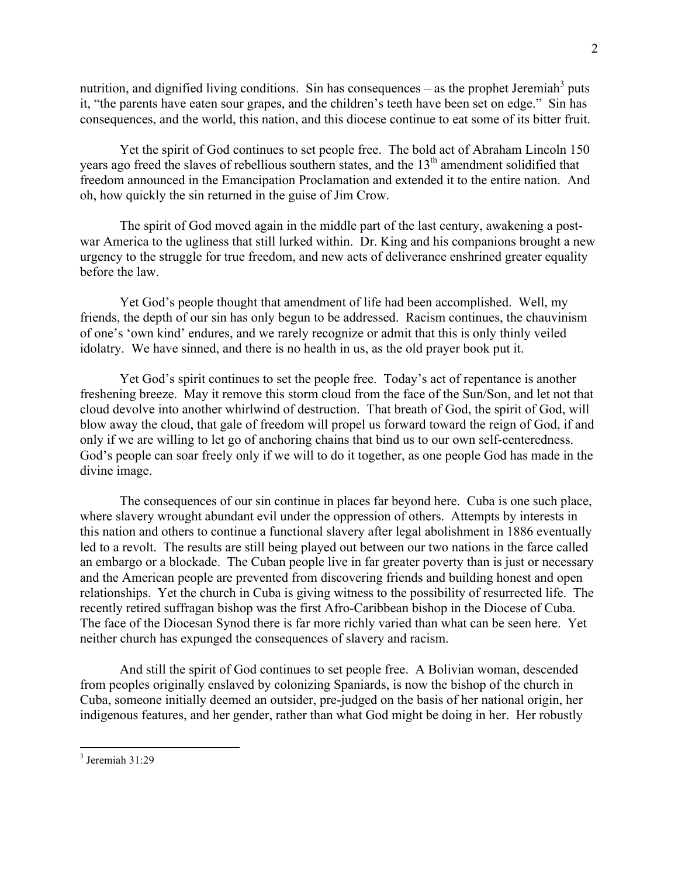nutrition, and dignified living conditions. Sin has consequences – as the prophet Jeremiah[3] puts it, "the parents have eaten sour grapes, and the children's teeth have been set on edge." Sin has consequences, and the world, this nation, and this diocese continue to eat some of its bitter fruit.

Yet the spirit of God continues to set people free. The bold act of Abraham Lincoln 150 years ago freed the slaves of rebellious southern states, and the 13th amendment solidified that freedom announced in the Emancipation Proclamation and extended it to the entire nation. And oh, how quickly the sin returned in the guise of Jim Crow.

The spirit of God moved again in the middle part of the last century, awakening a post-war America to the ugliness that still lurked within. Dr. King and his companions brought a new urgency to the struggle for true freedom, and new acts of deliverance enshrined greater equality before the law.

Yet God's people thought that amendment of life had been accomplished. Well, my friends, the depth of our sin has only begun to be addressed. Racism continues, the chauvinism of one's 'own kind' endures, and we rarely recognize or admit that this is only thinly veiled idolatry. We have sinned, and there is no health in us, as the old prayer book put it.

Yet God's spirit continues to set the people free. Today's act of repentance is another freshening breeze. May it remove this storm cloud from the face of the Sun/Son, and let not that cloud devolve into another whirlwind of destruction. That breath of God, the spirit of God, will blow away the cloud, that gale of freedom will propel us forward toward the reign of God, if and only if we are willing to let go of anchoring chains that bind us to our own self-centeredness. God's people can soar freely only if we will to do it together, as one people God has made in the divine image.

The consequences of our sin continue in places far beyond here. Cuba is one such place, where slavery wrought abundant evil under the oppression of others. Attempts by interests in this nation and others to continue a functional slavery after legal abolishment in 1886 eventually led to a revolt. The results are still being played out between our two nations in the farce called an embargo or a blockade. The Cuban people live in far greater poverty than is just or necessary and the American people are prevented from discovering friends and building honest and open relationships. Yet the church in Cuba is giving witness to the possibility of resurrected life. The recently retired suffragan bishop was the first Afro-Caribbean bishop in the Diocese of Cuba. The face of the Diocesan Synod there is far more richly varied than what can be seen here. Yet neither church has expunged the consequences of slavery and racism.

And still the spirit of God continues to set people free. A Bolivian woman, descended from peoples originally enslaved by colonizing Spaniards, is now the bishop of the church in Cuba, someone initially deemed an outsider, pre-judged on the basis of her national origin, her indigenous features, and her gender, rather than what God might be doing in her. Her robustly

[3] Jeremiah 31:29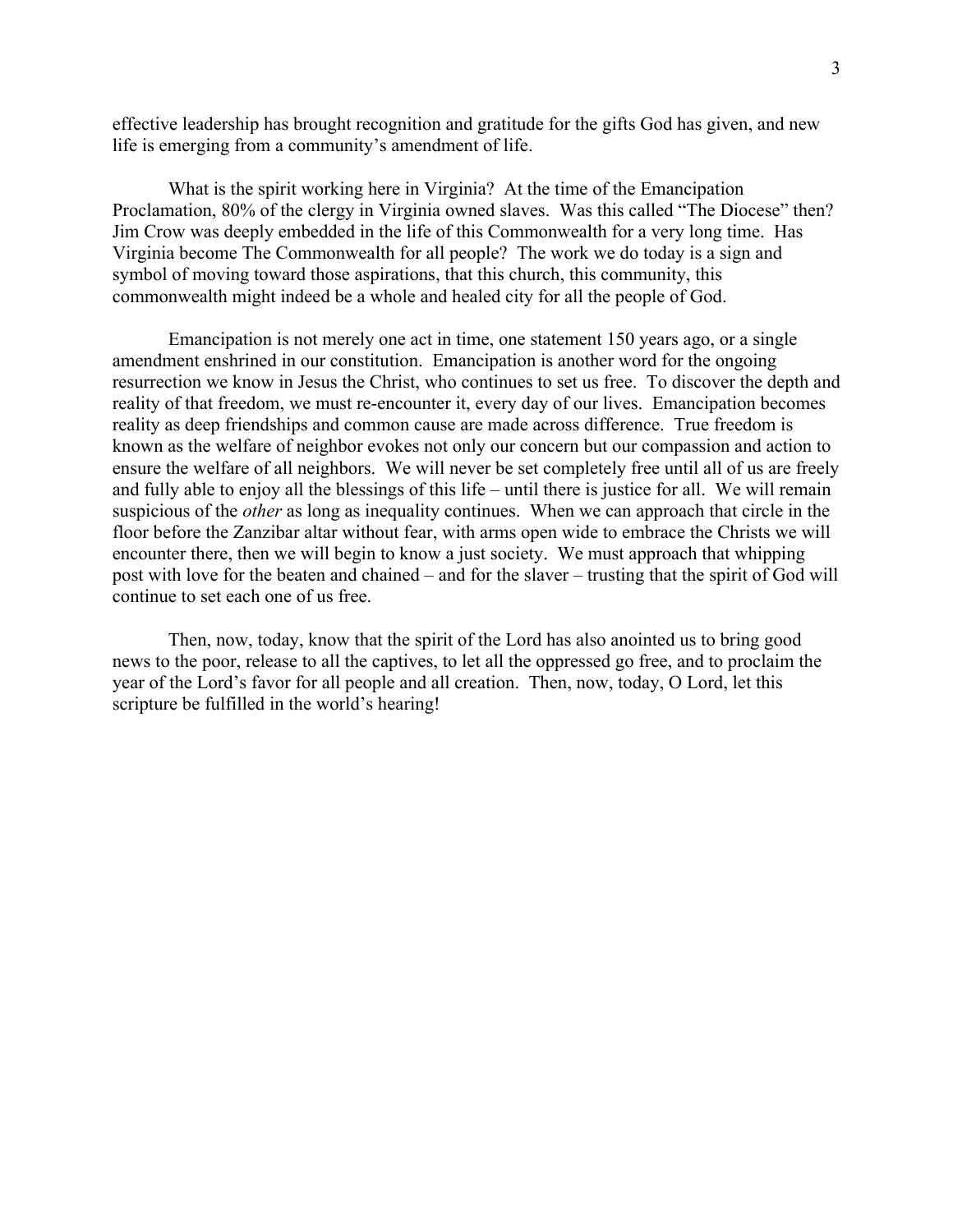effective leadership has brought recognition and gratitude for the gifts God has given, and new life is emerging from a community's amendment of life.

What is the spirit working here in Virginia? At the time of the Emancipation Proclamation, 80% of the clergy in Virginia owned slaves. Was this called "The Diocese" then? Jim Crow was deeply embedded in the life of this Commonwealth for a very long time. Has Virginia become The Commonwealth for all people? The work we do today is a sign and symbol of moving toward those aspirations, that this church, this community, this commonwealth might indeed be a whole and healed city for all the people of God.

Emancipation is not merely one act in time, one statement 150 years ago, or a single amendment enshrined in our constitution. Emancipation is another word for the ongoing resurrection we know in Jesus the Christ, who continues to set us free. To discover the depth and reality of that freedom, we must re-encounter it, every day of our lives. Emancipation becomes reality as deep friendships and common cause are made across difference. True freedom is known as the welfare of neighbor evokes not only our concern but our compassion and action to ensure the welfare of all neighbors. We will never be set completely free until all of us are freely and fully able to enjoy all the blessings of this life – until there is justice for all. We will remain suspicious of the *other* as long as inequality continues. When we can approach that circle in the floor before the Zanzibar altar without fear, with arms open wide to embrace the Christs we will encounter there, then we will begin to know a just society. We must approach that whipping post with love for the beaten and chained – and for the slaver – trusting that the spirit of God will continue to set each one of us free.

Then, now, today, know that the spirit of the Lord has also anointed us to bring good news to the poor, release to all the captives, to let all the oppressed go free, and to proclaim the year of the Lord's favor for all people and all creation. Then, now, today, O Lord, let this scripture be fulfilled in the world's hearing!